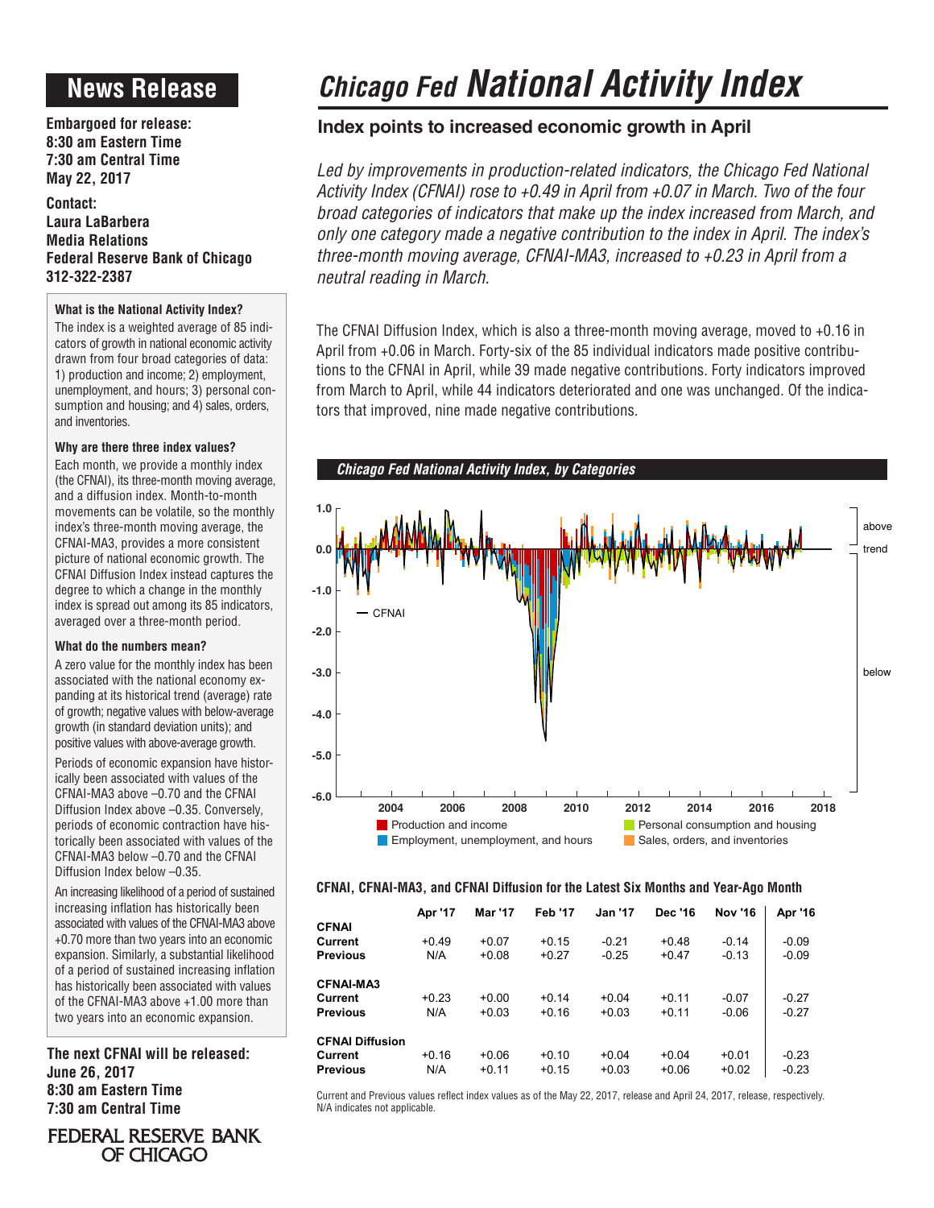# News Release

**Embargoed for release:**
**8:30 am Eastern Time**
**7:30 am Central Time**
**May 22, 2017**

**Contact:**
**Laura LaBarbera**
**Media Relations**
**Federal Reserve Bank of Chicago**
**312-322-2387**

# *Chicago Fed National Activity Index*

## Index points to increased economic growth in April

*Led by improvements in production-related indicators, the Chicago Fed National Activity Index (CFNAI) rose to +0.49 in April from +0.07 in March. Two of the four broad categories of indicators that make up the index increased from March, and only one category made a negative contribution to the index in April. The index's three-month moving average, CFNAI-MA3, increased to +0.23 in April from a neutral reading in March.*

The CFNAI Diffusion Index, which is also a three-month moving average, moved to +0.16 in April from +0.06 in March. Forty-six of the 85 individual indicators made positive contributions to the CFNAI in April, while 39 made negative contributions. Forty indicators improved from March to April, while 44 indicators deteriorated and one was unchanged. Of the indicators that improved, nine made negative contributions.

### What is the National Activity Index?

The index is a weighted average of 85 indicators of growth in national economic activity drawn from four broad categories of data: 1) production and income; 2) employment, unemployment, and hours; 3) personal consumption and housing; and 4) sales, orders, and inventories.

### Why are there three index values?

Each month, we provide a monthly index (the CFNAI), its three-month moving average, and a diffusion index. Month-to-month movements can be volatile, so the monthly index's three-month moving average, the CFNAI-MA3, provides a more consistent picture of national economic growth. The CFNAI Diffusion Index instead captures the degree to which a change in the monthly index is spread out among its 85 indicators, averaged over a three-month period.

### What do the numbers mean?

A zero value for the monthly index has been associated with the national economy expanding at its historical trend (average) rate of growth; negative values with below-average growth (in standard deviation units); and positive values with above-average growth.

Periods of economic expansion have historically been associated with values of the CFNAI-MA3 above –0.70 and the CFNAI Diffusion Index above –0.35. Conversely, periods of economic contraction have historically been associated with values of the CFNAI-MA3 below –0.70 and the CFNAI Diffusion Index below –0.35.

An increasing likelihood of a period of sustained increasing inflation has historically been associated with values of the CFNAI-MA3 above +0.70 more than two years into an economic expansion. Similarly, a substantial likelihood of a period of sustained increasing inflation has historically been associated with values of the CFNAI-MA3 above +1.00 more than two years into an economic expansion.

**The next CFNAI will be released:**
**June 26, 2017**
**8:30 am Eastern Time**
**7:30 am Central Time**

FEDERAL RESERVE BANK OF CHICAGO

***Chicago Fed National Activity Index, by Categories***

Legend: CFNAI; Production and income; Employment, unemployment, and hours; Personal consumption and housing; Sales, orders, and inventories. (Regions: above trend / below trend; years 2004–2018; values -6.0 to 1.0)

**CFNAI, CFNAI-MA3, and CFNAI Diffusion for the Latest Six Months and Year-Ago Month**

| | Apr '17 | Mar '17 | Feb '17 | Jan '17 | Dec '16 | Nov '16 | Apr '16 |
|---|---|---|---|---|---|---|---|
| **CFNAI** | | | | | | | |
| **Current** | +0.49 | +0.07 | +0.15 | -0.21 | +0.48 | -0.14 | -0.09 |
| **Previous** | N/A | +0.08 | +0.27 | -0.25 | +0.47 | -0.13 | -0.09 |
| **CFNAI-MA3** | | | | | | | |
| **Current** | +0.23 | +0.00 | +0.14 | +0.04 | +0.11 | -0.07 | -0.27 |
| **Previous** | N/A | +0.03 | +0.16 | +0.03 | +0.11 | -0.06 | -0.27 |
| **CFNAI Diffusion** | | | | | | | |
| **Current** | +0.16 | +0.06 | +0.10 | +0.04 | +0.04 | +0.01 | -0.23 |
| **Previous** | N/A | +0.11 | +0.15 | +0.03 | +0.06 | +0.02 | -0.23 |

Current and Previous values reflect index values as of the May 22, 2017, release and April 24, 2017, release, respectively. N/A indicates not applicable.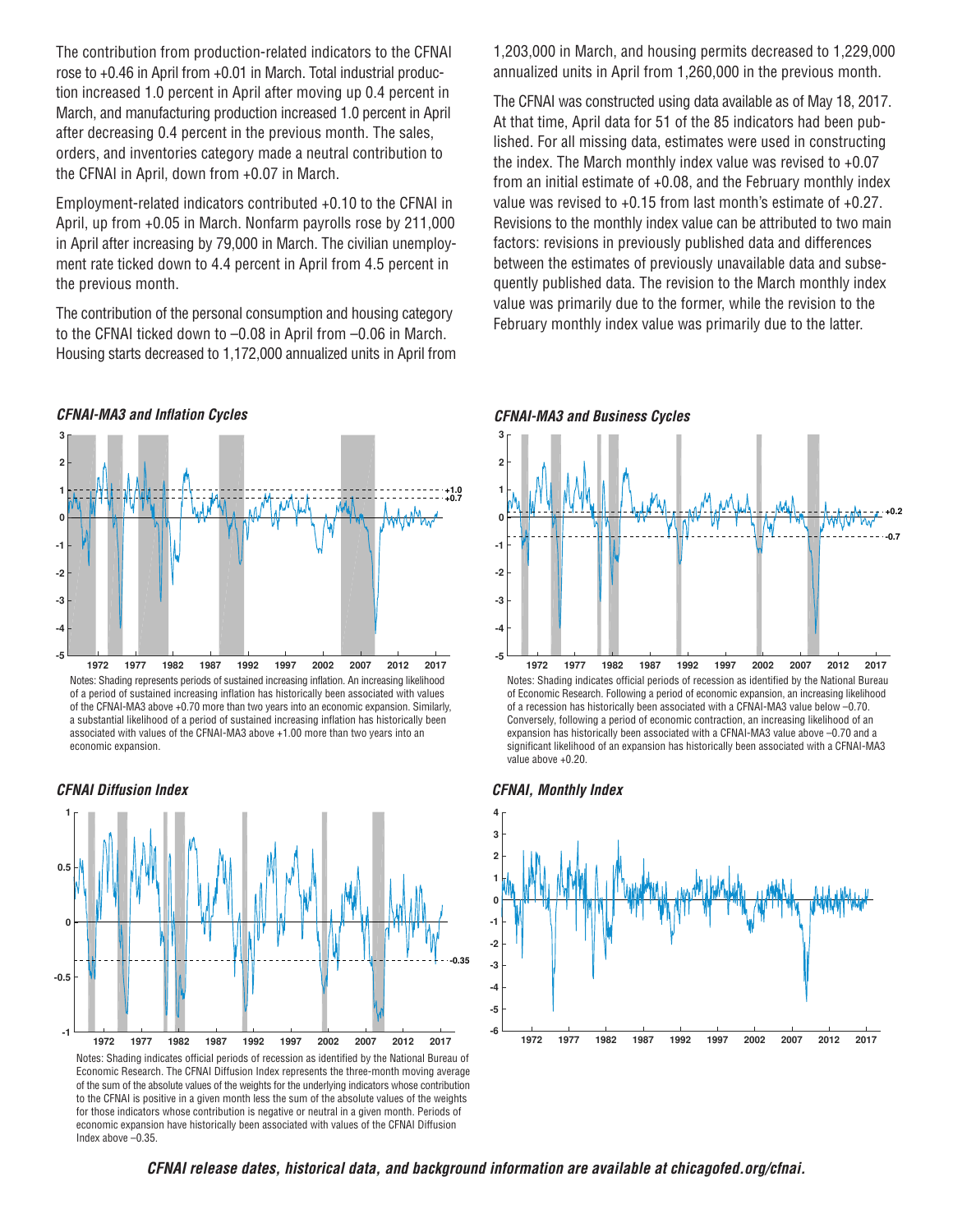The contribution from production-related indicators to the CFNAI rose to +0.46 in April from +0.01 in March. Total industrial production increased 1.0 percent in April after moving up 0.4 percent in March, and manufacturing production increased 1.0 percent in April after decreasing 0.4 percent in the previous month. The sales, orders, and inventories category made a neutral contribution to the CFNAI in April, down from +0.07 in March.

Employment-related indicators contributed +0.10 to the CFNAI in April, up from +0.05 in March. Nonfarm payrolls rose by 211,000 in April after increasing by 79,000 in March. The civilian unemployment rate ticked down to 4.4 percent in April from 4.5 percent in the previous month.

The contribution of the personal consumption and housing category to the CFNAI ticked down to –0.08 in April from –0.06 in March. Housing starts decreased to 1,172,000 annualized units in April from 1,203,000 in March, and housing permits decreased to 1,229,000 annualized units in April from 1,260,000 in the previous month.

The CFNAI was constructed using data available as of May 18, 2017. At that time, April data for 51 of the 85 indicators had been published. For all missing data, estimates were used in constructing the index. The March monthly index value was revised to +0.07 from an initial estimate of +0.08, and the February monthly index value was revised to +0.15 from last month's estimate of +0.27. Revisions to the monthly index value can be attributed to two main factors: revisions in previously published data and differences between the estimates of previously unavailable data and subsequently published data. The revision to the March monthly index value was primarily due to the former, while the revision to the February monthly index value was primarily due to the latter.

### *CFNAI-MA3 and Inflation Cycles*

3
2
1
0
-1
-2
-3
-4
-5
+1.0
+0.7
1972 1977 1982 1987 1992 1997 2002 2007 2012 2017

Notes: Shading represents periods of sustained increasing inflation. An increasing likelihood of a period of sustained increasing inflation has historically been associated with values of the CFNAI-MA3 above +0.70 more than two years into an economic expansion. Similarly, a substantial likelihood of a period of sustained increasing inflation has historically been associated with values of the CFNAI-MA3 above +1.00 more than two years into an economic expansion.

### *CFNAI-MA3 and Business Cycles*

3
2
1
0
-1
-2
-3
-4
-5
+0.2
-0.7
1972 1977 1982 1987 1992 1997 2002 2007 2012 2017

Notes: Shading indicates official periods of recession as identified by the National Bureau of Economic Research. Following a period of economic expansion, an increasing likelihood of a recession has historically been associated with a CFNAI-MA3 value below –0.70. Conversely, following a period of economic contraction, an increasing likelihood of an expansion has historically been associated with a CFNAI-MA3 value above –0.70 and a significant likelihood of an expansion has historically been associated with a CFNAI-MA3 value above +0.20.

### *CFNAI Diffusion Index*

1
0.5
0
-0.5
-1
-0.35
1972 1977 1982 1987 1992 1997 2002 2007 2012 2017

Notes: Shading indicates official periods of recession as identified by the National Bureau of Economic Research. The CFNAI Diffusion Index represents the three-month moving average of the sum of the absolute values of the weights for the underlying indicators whose contribution to the CFNAI is positive in a given month less the sum of the absolute values of the weights for those indicators whose contribution is negative or neutral in a given month. Periods of economic expansion have historically been associated with values of the CFNAI Diffusion Index above –0.35.

### *CFNAI, Monthly Index*

4
3
2
1
0
-1
-2
-3
-4
-5
-6
1972 1977 1982 1987 1992 1997 2002 2007 2012 2017

***CFNAI release dates, historical data, and background information are available at chicagofed.org/cfnai.***